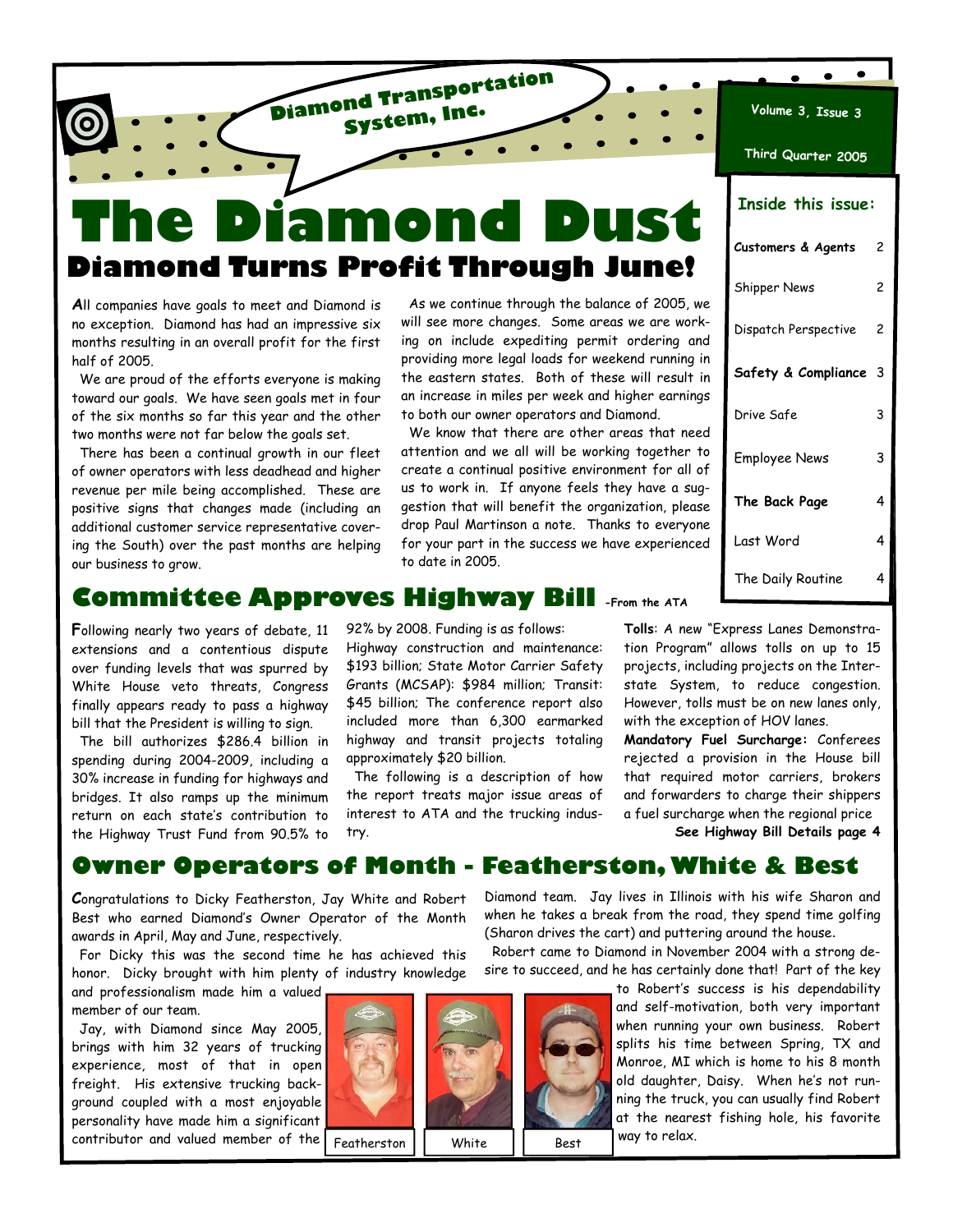Diamond Transportation System, Inc.

Volume 3, Issue 3

Third Quarter 2005

# The Diamond Dust

**Inside this issue:**

| | |
|---|---|
| **Customers & Agents** | 2 |
| Shipper News | 2 |
| Dispatch Perspective | 2 |
| **Safety & Compliance** | 3 |
| Drive Safe | 3 |
| Employee News | 3 |
| **The Back Page** | 4 |
| Last Word | 4 |
| The Daily Routine | 4 |

## Diamond Turns Profit Through June!

All companies have goals to meet and Diamond is no exception. Diamond has had an impressive six months resulting in an overall profit for the first half of 2005.

We are proud of the efforts everyone is making toward our goals. We have seen goals met in four of the six months so far this year and the other two months were not far below the goals set.

There has been a continual growth in our fleet of owner operators with less deadhead and higher revenue per mile being accomplished. These are positive signs that changes made (including an additional customer service representative covering the South) over the past months are helping our business to grow.

As we continue through the balance of 2005, we will see more changes. Some areas we are working on include expediting permit ordering and providing more legal loads for weekend running in the eastern states. Both of these will result in an increase in miles per week and higher earnings to both our owner operators and Diamond.

We know that there are other areas that need attention and we all will be working together to create a continual positive environment for all of us to work in. If anyone feels they have a suggestion that will benefit the organization, please drop Paul Martinson a note. Thanks to everyone for your part in the success we have experienced to date in 2005.

## Committee Approves Highway Bill -From the ATA

Following nearly two years of debate, 11 extensions and a contentious dispute over funding levels that was spurred by White House veto threats, Congress finally appears ready to pass a highway bill that the President is willing to sign.

The bill authorizes $286.4 billion in spending during 2004-2009, including a 30% increase in funding for highways and bridges. It also ramps up the minimum return on each state's contribution to the Highway Trust Fund from 90.5% to 92% by 2008. Funding is as follows: Highway construction and maintenance: $193 billion; State Motor Carrier Safety Grants (MCSAP): $984 million; Transit: $45 billion; The conference report also included more than 6,300 earmarked highway and transit projects totaling approximately $20 billion.

The following is a description of how the report treats major issue areas of interest to ATA and the trucking industry.

**Tolls**: A new "Express Lanes Demonstration Program" allows tolls on up to 15 projects, including projects on the Interstate System, to reduce congestion. However, tolls must be on new lanes only, with the exception of HOV lanes.

**Mandatory Fuel Surcharge:** Conferees rejected a provision in the House bill that required motor carriers, brokers and forwarders to charge their shippers a fuel surcharge when the regional price

**See Highway Bill Details page 4**

## Owner Operators of Month - Featherston, White & Best

Congratulations to Dicky Featherston, Jay White and Robert Best who earned Diamond's Owner Operator of the Month awards in April, May and June, respectively.

For Dicky this was the second time he has achieved this honor. Dicky brought with him plenty of industry knowledge and professionalism made him a valued member of our team.

Jay, with Diamond since May 2005, brings with him 32 years of trucking experience, most of that in open freight. His extensive trucking background coupled with a most enjoyable personality have made him a significant contributor and valued member of the Diamond team. Jay lives in Illinois with his wife Sharon and when he takes a break from the road, they spend time golfing (Sharon drives the cart) and puttering around the house.

Robert came to Diamond in November 2004 with a strong desire to succeed, and he has certainly done that! Part of the key to Robert's success is his dependability and self-motivation, both very important when running your own business. Robert splits his time between Spring, TX and Monroe, MI which is home to his 8 month old daughter, Daisy. When he's not running the truck, you can usually find Robert at the nearest fishing hole, his favorite way to relax.

Featherston

White

Best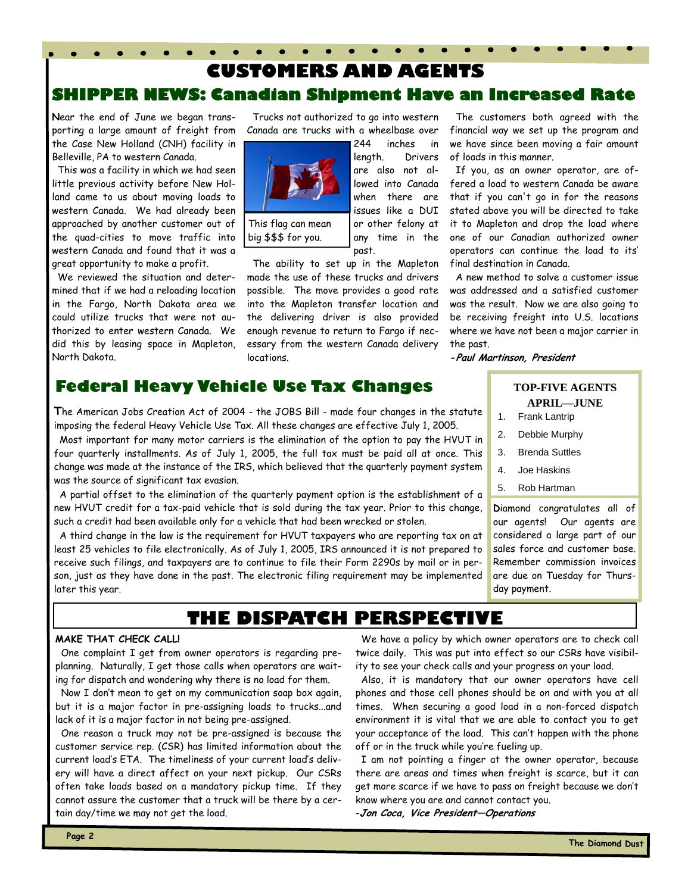# CUSTOMERS AND AGENTS

## SHIPPER NEWS: Canadian Shipment Have an Increased Rate

Near the end of June we began transporting a large amount of freight from the Case New Holland (CNH) facility in Belleville, PA to western Canada.

This was a facility in which we had seen little previous activity before New Holland came to us about moving loads to western Canada. We had already been approached by another customer out of the quad-cities to move traffic into western Canada and found that it was a great opportunity to make a profit.

We reviewed the situation and determined that if we had a reloading location in the Fargo, North Dakota area we could utilize trucks that were not authorized to enter western Canada. We did this by leasing space in Mapleton, North Dakota.

Trucks not authorized to go into western Canada are trucks with a wheelbase over 244 inches in length. Drivers are also not allowed into Canada when there are issues like a DUI or other felony at any time in the past.

This flag can mean big $$$ for you.

The ability to set up in the Mapleton made the use of these trucks and drivers possible. The move provides a good rate into the Mapleton transfer location and the delivering driver is also provided enough revenue to return to Fargo if necessary from the western Canada delivery locations.

The customers both agreed with the financial way we set up the program and we have since been moving a fair amount of loads in this manner.

If you, as an owner operator, are offered a load to western Canada be aware that if you can't go in for the reasons stated above you will be directed to take it to Mapleton and drop the load where one of our Canadian authorized owner operators can continue the load to its' final destination in Canada.

A new method to solve a customer issue was addressed and a satisfied customer was the result. Now we are also going to be receiving freight into U.S. locations where we have not been a major carrier in the past.

***-Paul Martinson, President***

## Federal Heavy Vehicle Use Tax Changes

The American Jobs Creation Act of 2004 - the JOBS Bill - made four changes in the statute imposing the federal Heavy Vehicle Use Tax. All these changes are effective July 1, 2005.

Most important for many motor carriers is the elimination of the option to pay the HVUT in four quarterly installments. As of July 1, 2005, the full tax must be paid all at once. This change was made at the instance of the IRS, which believed that the quarterly payment system was the source of significant tax evasion.

A partial offset to the elimination of the quarterly payment option is the establishment of a new HVUT credit for a tax-paid vehicle that is sold during the tax year. Prior to this change, such a credit had been available only for a vehicle that had been wrecked or stolen.

A third change in the law is the requirement for HVUT taxpayers who are reporting tax on at least 25 vehicles to file electronically. As of July 1, 2005, IRS announced it is not prepared to receive such filings, and taxpayers are to continue to file their Form 2290s by mail or in person, just as they have done in the past. The electronic filing requirement may be implemented later this year.

### TOP-FIVE AGENTS APRIL—JUNE

1. Frank Lantrip
2. Debbie Murphy
3. Brenda Suttles
4. Joe Haskins
5. Rob Hartman

Diamond congratulates all of our agents! Our agents are considered a large part of our sales force and customer base. Remember commission invoices are due on Tuesday for Thursday payment.

# THE DISPATCH PERSPECTIVE

**MAKE THAT CHECK CALL!**

One complaint I get from owner operators is regarding preplanning. Naturally, I get those calls when operators are waiting for dispatch and wondering why there is no load for them.

Now I don't mean to get on my communication soap box again, but it is a major factor in pre-assigning loads to trucks...and lack of it is a major factor in not being pre-assigned.

One reason a truck may not be pre-assigned is because the customer service rep. (CSR) has limited information about the current load's ETA. The timeliness of your current load's delivery will have a direct affect on your next pickup. Our CSRs often take loads based on a mandatory pickup time. If they cannot assure the customer that a truck will be there by a certain day/time we may not get the load.

We have a policy by which owner operators are to check call twice daily. This was put into effect so our CSRs have visibility to see your check calls and your progress on your load.

Also, it is mandatory that our owner operators have cell phones and those cell phones should be on and with you at all times. When securing a good load in a non-forced dispatch environment it is vital that we are able to contact you to get your acceptance of the load. This can't happen with the phone off or in the truck while you're fueling up.

I am not pointing a finger at the owner operator, because there are areas and times when freight is scarce, but it can get more scarce if we have to pass on freight because we don't know where you are and cannot contact you.

*-Jon Coca, Vice President—Operations*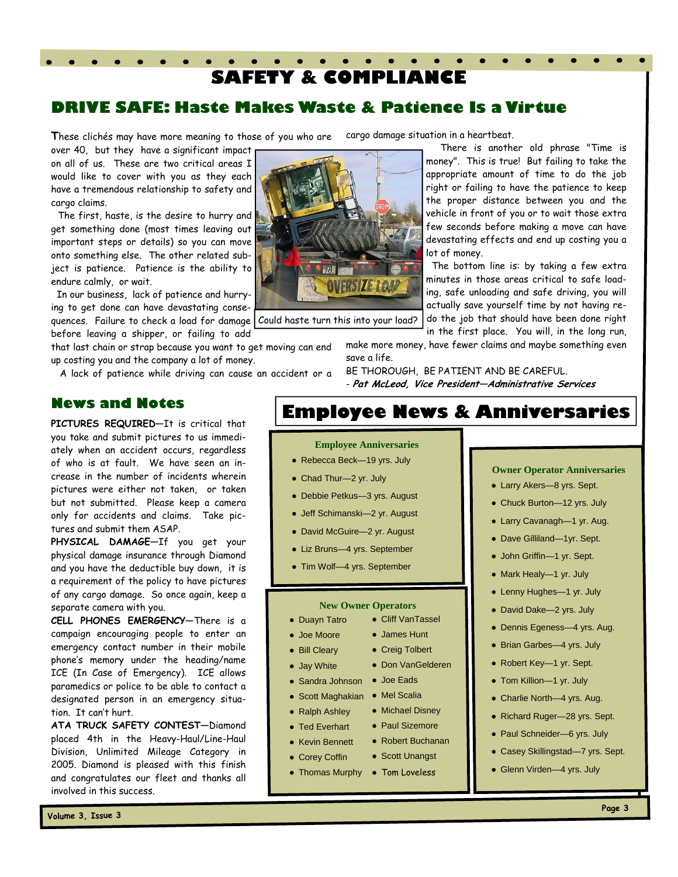# SAFETY & COMPLIANCE

## DRIVE SAFE: Haste Makes Waste & Patience Is a Virtue

These clichés may have more meaning to those of you who are over 40, but they have a significant impact on all of us. These are two critical areas I would like to cover with you as they each have a tremendous relationship to safety and cargo claims.

The first, haste, is the desire to hurry and get something done (most times leaving out important steps or details) so you can move onto something else. The other related subject is patience. Patience is the ability to endure calmly, or wait.

In our business, lack of patience and hurrying to get done can have devastating consequences. Failure to check a load for damage before leaving a shipper, or failing to add that last chain or strap because you want to get moving can end up costing you and the company a lot of money.

A lack of patience while driving can cause an accident or a cargo damage situation in a heartbeat.

Could haste turn this into your load?

There is another old phrase "Time is money". This is true! But failing to take the appropriate amount of time to do the job right or failing to have the patience to keep the proper distance between you and the vehicle in front of you or to wait those extra few seconds before making a move can have devastating effects and end up costing you a lot of money.

The bottom line is: by taking a few extra minutes in those areas critical to safe loading, safe unloading and safe driving, you will actually save yourself time by not having redo the job that should have been done right in the first place. You will, in the long run, make more money, have fewer claims and maybe something even save a life.

BE THOROUGH, BE PATIENT AND BE CAREFUL.

*- **Pat McLeod, Vice President—Administrative Services***

## News and Notes

**PICTURES REQUIRED**—It is critical that you take and submit pictures to us immediately when an accident occurs, regardless of who is at fault. We have seen an increase in the number of incidents wherein pictures were either not taken, or taken but not submitted. Please keep a camera only for accidents and claims. Take pictures and submit them ASAP.

**PHYSICAL DAMAGE**—If you get your physical damage insurance through Diamond and you have the deductible buy down, it is a requirement of the policy to have pictures of any cargo damage. So once again, keep a separate camera with you.

**CELL PHONES EMERGENCY**—There is a campaign encouraging people to enter an emergency contact number in their mobile phone's memory under the heading/name ICE (In Case of Emergency). ICE allows paramedics or police to be able to contact a designated person in an emergency situation. It can't hurt.

**ATA TRUCK SAFETY CONTEST**—Diamond placed 4th in the Heavy-Haul/Line-Haul Division, Unlimited Mileage Category in 2005. Diamond is pleased with this finish and congratulates our fleet and thanks all involved in this success.

## Employee News & Anniversaries

### Employee Anniversaries

- Rebecca Beck—19 yrs. July
- Chad Thur—2 yr. July
- Debbie Petkus—3 yrs. August
- Jeff Schimanski—2 yr. August
- David McGuire—2 yr. August
- Liz Bruns—4 yrs. September
- Tim Wolf—4 yrs. September

### New Owner Operators

- Duayn Tatro
- Joe Moore
- Bill Cleary
- Jay White
- Sandra Johnson
- Scott Maghakian
- Ralph Ashley
- Ted Everhart
- Kevin Bennett
- Corey Coffin
- Thomas Murphy
- Cliff VanTassel
- James Hunt
- Creig Tolbert
- Don VanGelderen
- Joe Eads
- Mel Scalia
- Michael Disney
- Paul Sizemore
- Robert Buchanan
- Scott Unangst
- Tom Loveless

### Owner Operator Anniversaries

- Larry Akers—8 yrs. Sept.
- Chuck Burton—12 yrs. July
- Larry Cavanagh—1 yr. Aug.
- Dave Gilliland—1yr. Sept.
- John Griffin—1 yr. Sept.
- Mark Healy—1 yr. July
- Lenny Hughes—1 yr. July
- David Dake—2 yrs. July
- Dennis Egeness—4 yrs. Aug.
- Brian Garbes—4 yrs. July
- Robert Key—1 yr. Sept.
- Tom Killion—1 yr. July
- Charlie North—4 yrs. Aug.
- Richard Ruger—28 yrs. Sept.
- Paul Schneider—6 yrs. July
- Casey Skillingstad—7 yrs. Sept.
- Glenn Virden—4 yrs. July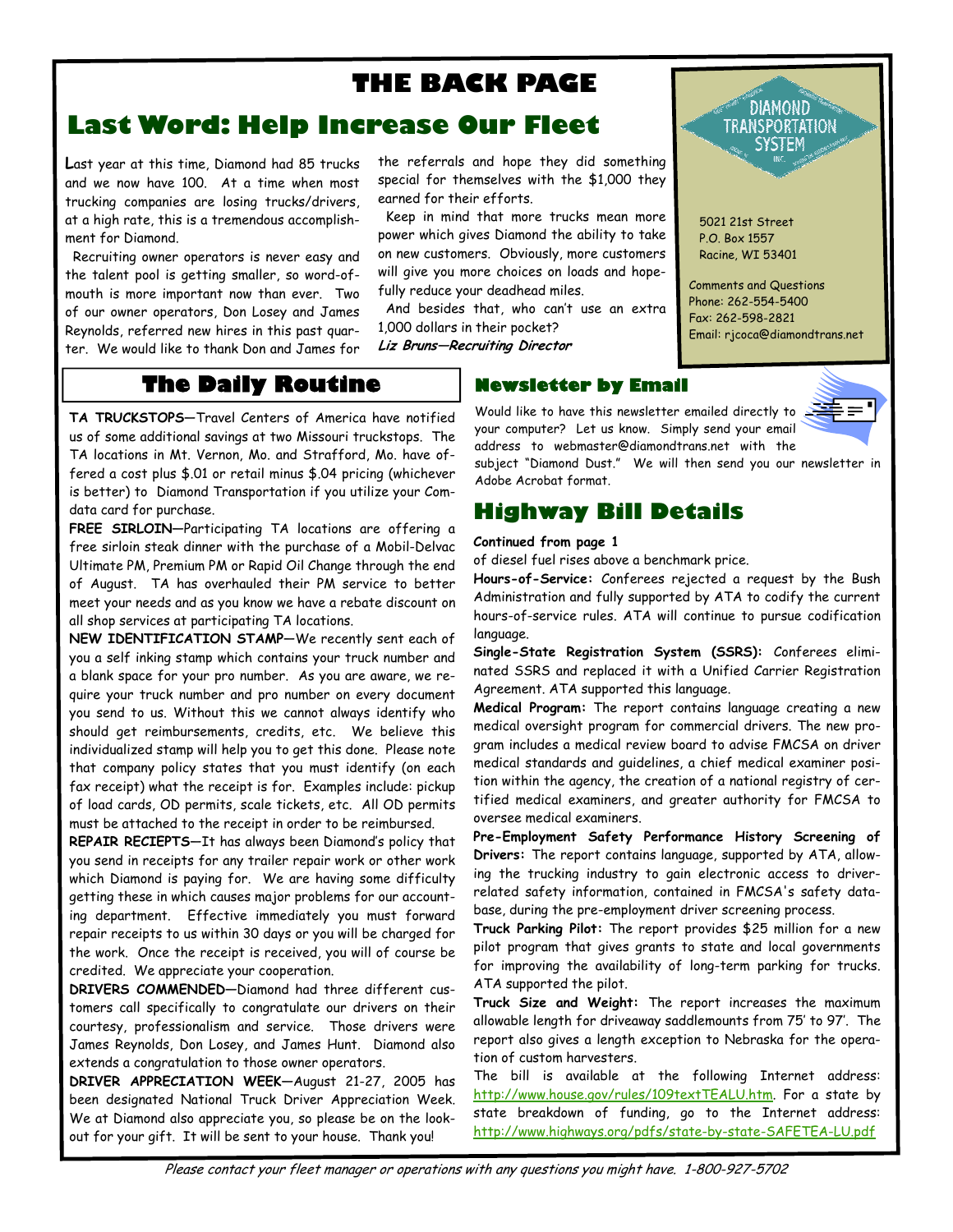# THE BACK PAGE

## Last Word: Help Increase Our Fleet

Last year at this time, Diamond had 85 trucks and we now have 100. At a time when most trucking companies are losing trucks/drivers, at a high rate, this is a tremendous accomplishment for Diamond.

Recruiting owner operators is never easy and the talent pool is getting smaller, so word-of-mouth is more important now than ever. Two of our owner operators, Don Losey and James Reynolds, referred new hires in this past quarter. We would like to thank Don and James for the referrals and hope they did something special for themselves with the $1,000 they earned for their efforts.

Keep in mind that more trucks mean more power which gives Diamond the ability to take on new customers. Obviously, more customers will give you more choices on loads and hopefully reduce your deadhead miles.

And besides that, who can't use an extra 1,000 dollars in their pocket?

***Liz Bruns—Recruiting Director***

DIAMOND TRANSPORTATION SYSTEM INC.

5021 21st Street
P.O. Box 1557
Racine, WI 53401

Comments and Questions
Phone: 262-554-5400
Fax: 262-598-2821
Email: rjcoca@diamondtrans.net

## The Daily Routine

**TA TRUCKSTOPS**—Travel Centers of America have notified us of some additional savings at two Missouri truckstops. The TA locations in Mt. Vernon, Mo. and Strafford, Mo. have offered a cost plus $.01 or retail minus $.04 pricing (whichever is better) to Diamond Transportation if you utilize your Comdata card for purchase.

**FREE SIRLOIN**—Participating TA locations are offering a free sirloin steak dinner with the purchase of a Mobil-Delvac Ultimate PM, Premium PM or Rapid Oil Change through the end of August. TA has overhauled their PM service to better meet your needs and as you know we have a rebate discount on all shop services at participating TA locations.

**NEW IDENTIFICATION STAMP**—We recently sent each of you a self inking stamp which contains your truck number and a blank space for your pro number. As you are aware, we require your truck number and pro number on every document you send to us. Without this we cannot always identify who should get reimbursements, credits, etc. We believe this individualized stamp will help you to get this done. Please note that company policy states that you must identify (on each fax receipt) what the receipt is for. Examples include: pickup of load cards, OD permits, scale tickets, etc. All OD permits must be attached to the receipt in order to be reimbursed.

**REPAIR RECIEPTS**—It has always been Diamond's policy that you send in receipts for any trailer repair work or other work which Diamond is paying for. We are having some difficulty getting these in which causes major problems for our accounting department. Effective immediately you must forward repair receipts to us within 30 days or you will be charged for the work. Once the receipt is received, you will of course be credited. We appreciate your cooperation.

**DRIVERS COMMENDED**—Diamond had three different customers call specifically to congratulate our drivers on their courtesy, professionalism and service. Those drivers were James Reynolds, Don Losey, and James Hunt. Diamond also extends a congratulation to those owner operators.

**DRIVER APPRECIATION WEEK**—August 21-27, 2005 has been designated National Truck Driver Appreciation Week. We at Diamond also appreciate you, so please be on the lookout for your gift. It will be sent to your house. Thank you!

## Newsletter by Email

Would like to have this newsletter emailed directly to your computer? Let us know. Simply send your email address to webmaster@diamondtrans.net with the subject "Diamond Dust." We will then send you our newsletter in Adobe Acrobat format.

## Highway Bill Details

**Continued from page 1**

of diesel fuel rises above a benchmark price.

**Hours-of-Service:** Conferees rejected a request by the Bush Administration and fully supported by ATA to codify the current hours-of-service rules. ATA will continue to pursue codification language.

**Single-State Registration System (SSRS):** Conferees eliminated SSRS and replaced it with a Unified Carrier Registration Agreement. ATA supported this language.

**Medical Program:** The report contains language creating a new medical oversight program for commercial drivers. The new program includes a medical review board to advise FMCSA on driver medical standards and guidelines, a chief medical examiner position within the agency, the creation of a national registry of certified medical examiners, and greater authority for FMCSA to oversee medical examiners.

**Pre-Employment Safety Performance History Screening of Drivers:** The report contains language, supported by ATA, allowing the trucking industry to gain electronic access to driver-related safety information, contained in FMCSA's safety database, during the pre-employment driver screening process.

**Truck Parking Pilot:** The report provides $25 million for a new pilot program that gives grants to state and local governments for improving the availability of long-term parking for trucks. ATA supported the pilot.

**Truck Size and Weight:** The report increases the maximum allowable length for driveaway saddlemounts from 75' to 97'. The report also gives a length exception to Nebraska for the operation of custom harvesters.

The bill is available at the following Internet address: http://www.house.gov/rules/109textTEALU.htm. For a state by state breakdown of funding, go to the Internet address: http://www.highways.org/pdfs/state-by-state-SAFETEA-LU.pdf

*Please contact your fleet manager or operations with any questions you might have. 1-800-927-5702*